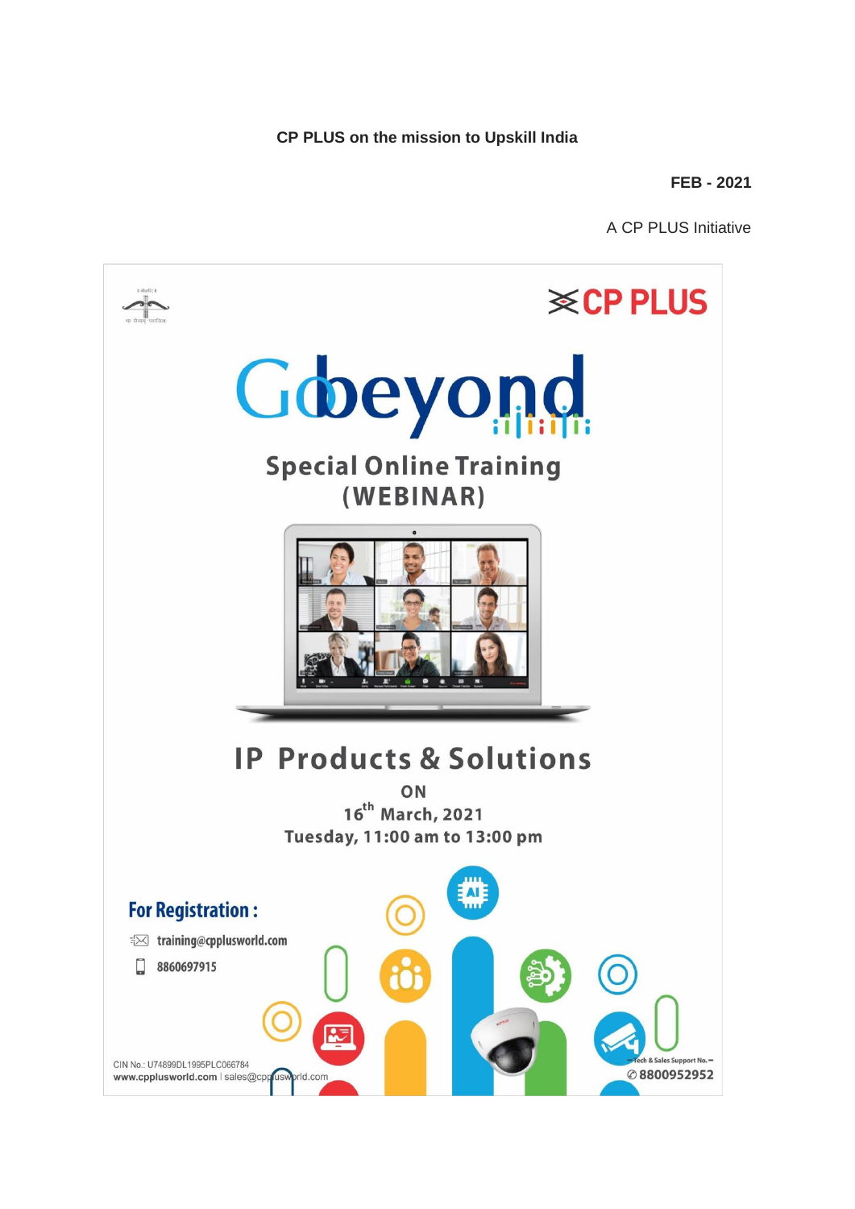**CP PLUS on the mission to Upskill India**

**FEB - 2021**

A CP PLUS Initiative

CP PLUS

# Gobeyond

## Special Online Training (WEBINAR)

## IP Products & Solutions

ON

16th March, 2021

Tuesday, 11:00 am to 13:00 pm

**For Registration :**

training@cpplusworld.com

8860697915

CIN No.: U74899DL1995PLC066784

www.cpplusworld.com | sales@cpplusworld.com

Tech & Sales Support No. – 8800952952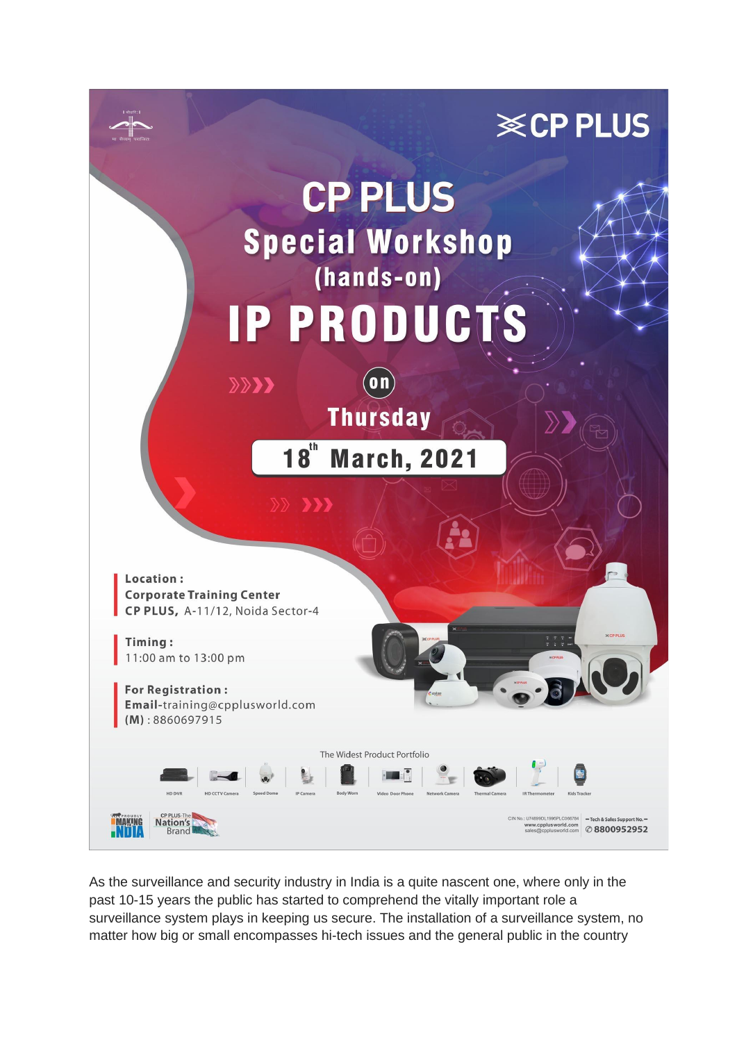CP PLUS

# CP PLUS Special Workshop (hands-on)

# IP PRODUCTS

on

**Thursday**

**18th March, 2021**

**Location :**
**Corporate Training Center**
**CP PLUS,** A-11/12, Noida Sector-4

**Timing :**
11:00 am to 13:00 pm

**For Registration :**
**Email**-training@cpplusworld.com
**(M)** : 8860697915

The Widest Product Portfolio

HD DVR | HD CCTV Camera | Speed Dome | IP Camera | Body Worn | Video Door Phone | Network Camera | Thermal Camera | IR Thermometer | Kids Tracker

PROUDLY MAKING FOR INDIA

CP PLUS-The Nation's Brand

CIN No.: U74899DL1995PLC066784
www.cpplusworld.com
sales@cpplusworld.com

Tech & Sales Support No. 8800952952

As the surveillance and security industry in India is a quite nascent one, where only in the past 10-15 years the public has started to comprehend the vitally important role a surveillance system plays in keeping us secure. The installation of a surveillance system, no matter how big or small encompasses hi-tech issues and the general public in the country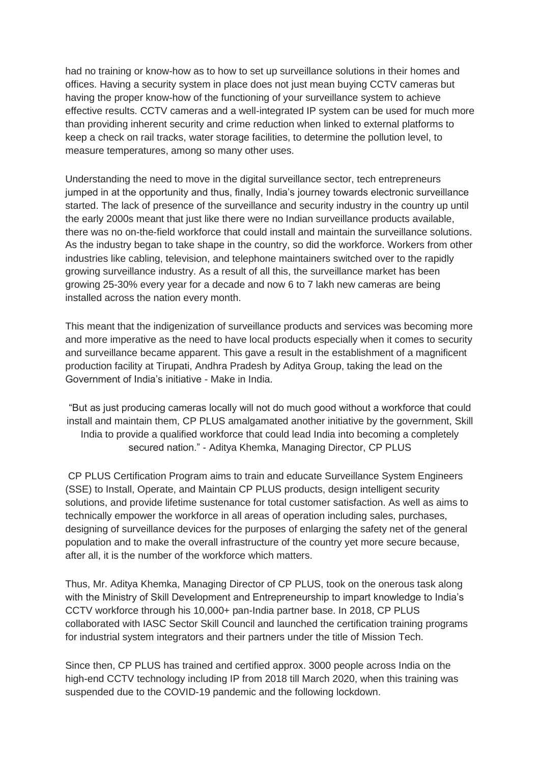had no training or know-how as to how to set up surveillance solutions in their homes and offices. Having a security system in place does not just mean buying CCTV cameras but having the proper know-how of the functioning of your surveillance system to achieve effective results. CCTV cameras and a well-integrated IP system can be used for much more than providing inherent security and crime reduction when linked to external platforms to keep a check on rail tracks, water storage facilities, to determine the pollution level, to measure temperatures, among so many other uses.

Understanding the need to move in the digital surveillance sector, tech entrepreneurs jumped in at the opportunity and thus, finally, India's journey towards electronic surveillance started. The lack of presence of the surveillance and security industry in the country up until the early 2000s meant that just like there were no Indian surveillance products available, there was no on-the-field workforce that could install and maintain the surveillance solutions. As the industry began to take shape in the country, so did the workforce. Workers from other industries like cabling, television, and telephone maintainers switched over to the rapidly growing surveillance industry. As a result of all this, the surveillance market has been growing 25-30% every year for a decade and now 6 to 7 lakh new cameras are being installed across the nation every month.

This meant that the indigenization of surveillance products and services was becoming more and more imperative as the need to have local products especially when it comes to security and surveillance became apparent. This gave a result in the establishment of a magnificent production facility at Tirupati, Andhra Pradesh by Aditya Group, taking the lead on the Government of India's initiative - Make in India.

"But as just producing cameras locally will not do much good without a workforce that could install and maintain them, CP PLUS amalgamated another initiative by the government, Skill India to provide a qualified workforce that could lead India into becoming a completely secured nation." - Aditya Khemka, Managing Director, CP PLUS

CP PLUS Certification Program aims to train and educate Surveillance System Engineers (SSE) to Install, Operate, and Maintain CP PLUS products, design intelligent security solutions, and provide lifetime sustenance for total customer satisfaction. As well as aims to technically empower the workforce in all areas of operation including sales, purchases, designing of surveillance devices for the purposes of enlarging the safety net of the general population and to make the overall infrastructure of the country yet more secure because, after all, it is the number of the workforce which matters.

Thus, Mr. Aditya Khemka, Managing Director of CP PLUS, took on the onerous task along with the Ministry of Skill Development and Entrepreneurship to impart knowledge to India's CCTV workforce through his 10,000+ pan-India partner base. In 2018, CP PLUS collaborated with IASC Sector Skill Council and launched the certification training programs for industrial system integrators and their partners under the title of Mission Tech.

Since then, CP PLUS has trained and certified approx. 3000 people across India on the high-end CCTV technology including IP from 2018 till March 2020, when this training was suspended due to the COVID-19 pandemic and the following lockdown.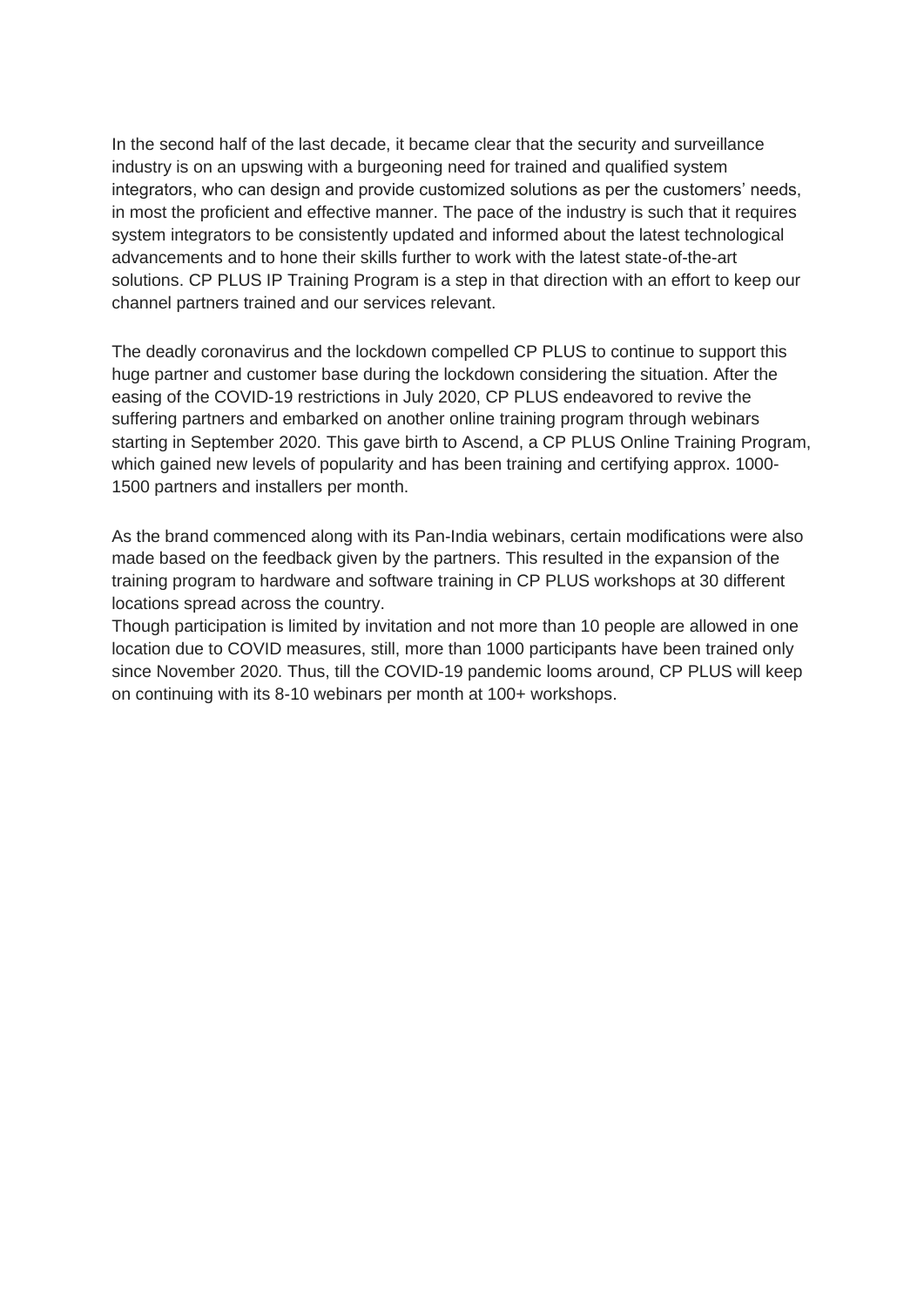In the second half of the last decade, it became clear that the security and surveillance industry is on an upswing with a burgeoning need for trained and qualified system integrators, who can design and provide customized solutions as per the customers' needs, in most the proficient and effective manner. The pace of the industry is such that it requires system integrators to be consistently updated and informed about the latest technological advancements and to hone their skills further to work with the latest state-of-the-art solutions. CP PLUS IP Training Program is a step in that direction with an effort to keep our channel partners trained and our services relevant.

The deadly coronavirus and the lockdown compelled CP PLUS to continue to support this huge partner and customer base during the lockdown considering the situation. After the easing of the COVID-19 restrictions in July 2020, CP PLUS endeavored to revive the suffering partners and embarked on another online training program through webinars starting in September 2020. This gave birth to Ascend, a CP PLUS Online Training Program, which gained new levels of popularity and has been training and certifying approx. 1000-1500 partners and installers per month.

As the brand commenced along with its Pan-India webinars, certain modifications were also made based on the feedback given by the partners. This resulted in the expansion of the training program to hardware and software training in CP PLUS workshops at 30 different locations spread across the country.

Though participation is limited by invitation and not more than 10 people are allowed in one location due to COVID measures, still, more than 1000 participants have been trained only since November 2020. Thus, till the COVID-19 pandemic looms around, CP PLUS will keep on continuing with its 8-10 webinars per month at 100+ workshops.